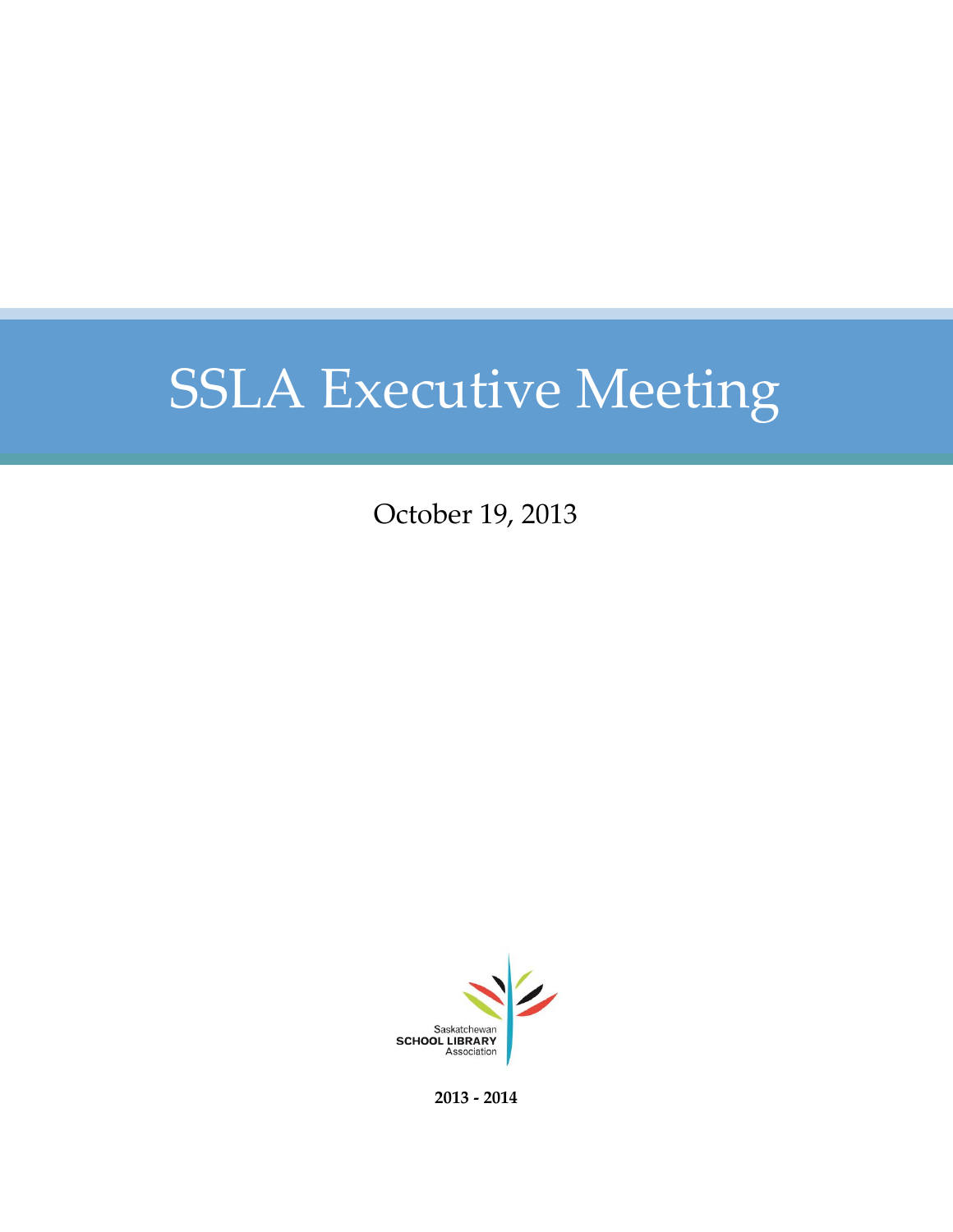# SSLA Executive Meeting

October 19, 2013

Saskatchewan
SCHOOL LIBRARY
Association

**2013 - 2014**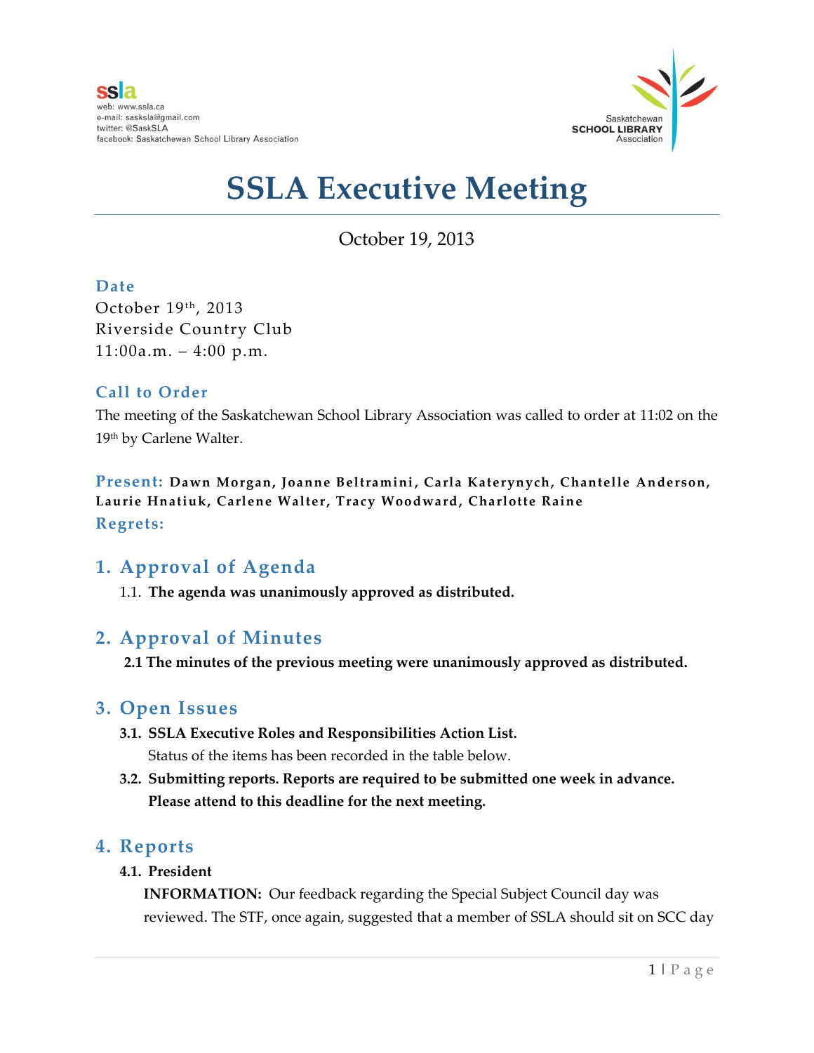ssla
web: www.ssla.ca
e-mail: sasksla@gmail.com
twitter: @SaskSLA
facebook: Saskatchewan School Library Association

Saskatchewan
SCHOOL LIBRARY
Association

# SSLA Executive Meeting

October 19, 2013

### Date

October 19th, 2013
Riverside Country Club
11:00a.m. – 4:00 p.m.

### Call to Order

The meeting of the Saskatchewan School Library Association was called to order at 11:02 on the 19th by Carlene Walter.

**Present:** **Dawn Morgan, Joanne Beltramini, Carla Katerynych, Chantelle Anderson, Laurie Hnatiuk, Carlene Walter, Tracy Woodward, Charlotte Raine**

**Regrets:**

## 1. Approval of Agenda

1.1. **The agenda was unanimously approved as distributed.**

## 2. Approval of Minutes

**2.1 The minutes of the previous meeting were unanimously approved as distributed.**

## 3. Open Issues

**3.1. SSLA Executive Roles and Responsibilities Action List.**
Status of the items has been recorded in the table below.

**3.2. Submitting reports. Reports are required to be submitted one week in advance. Please attend to this deadline for the next meeting.**

## 4. Reports

**4.1. President**

**INFORMATION:** Our feedback regarding the Special Subject Council day was reviewed. The STF, once again, suggested that a member of SSLA should sit on SCC day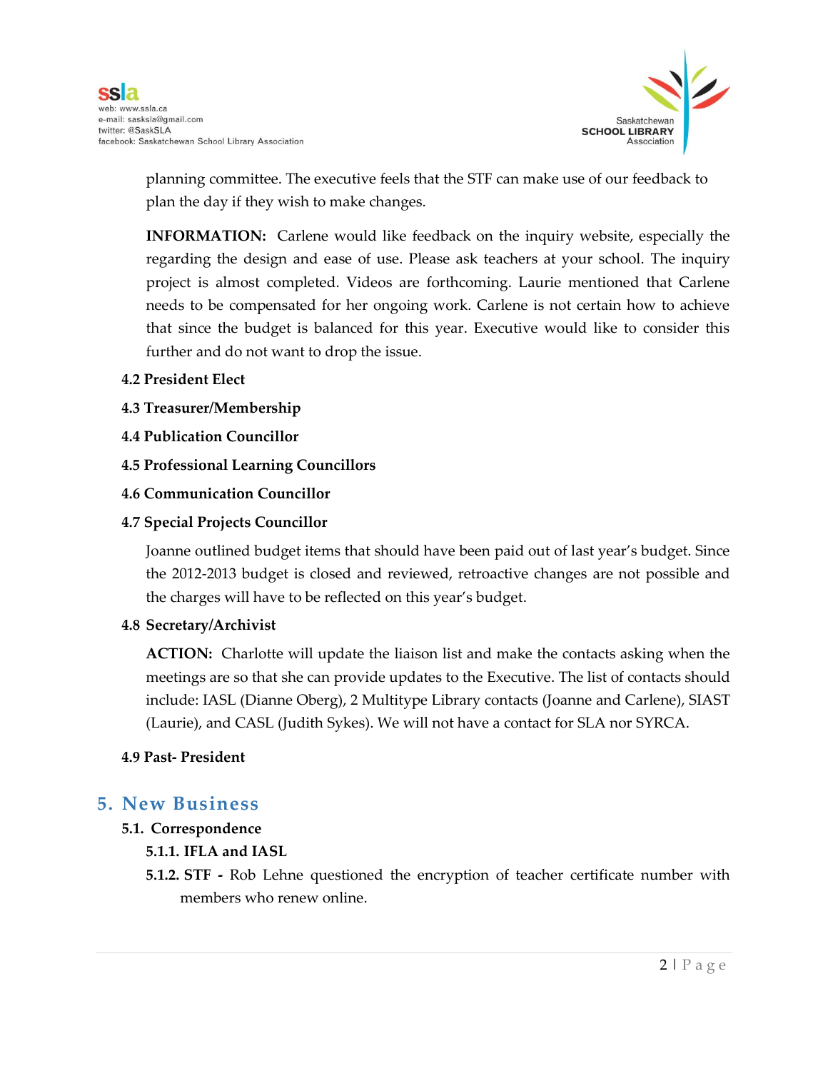planning committee. The executive feels that the STF can make use of our feedback to plan the day if they wish to make changes.

**INFORMATION:** Carlene would like feedback on the inquiry website, especially the regarding the design and ease of use. Please ask teachers at your school. The inquiry project is almost completed. Videos are forthcoming. Laurie mentioned that Carlene needs to be compensated for her ongoing work. Carlene is not certain how to achieve that since the budget is balanced for this year. Executive would like to consider this further and do not want to drop the issue.

**4.2 President Elect**

**4.3 Treasurer/Membership**

**4.4 Publication Councillor**

**4.5 Professional Learning Councillors**

**4.6 Communication Councillor**

**4.7 Special Projects Councillor**

Joanne outlined budget items that should have been paid out of last year's budget. Since the 2012-2013 budget is closed and reviewed, retroactive changes are not possible and the charges will have to be reflected on this year's budget.

**4.8 Secretary/Archivist**

**ACTION:** Charlotte will update the liaison list and make the contacts asking when the meetings are so that she can provide updates to the Executive. The list of contacts should include: IASL (Dianne Oberg), 2 Multitype Library contacts (Joanne and Carlene), SIAST (Laurie), and CASL (Judith Sykes). We will not have a contact for SLA nor SYRCA.

**4.9 Past- President**

## 5. New Business

**5.1. Correspondence**

**5.1.1. IFLA and IASL**

**5.1.2. STF -** Rob Lehne questioned the encryption of teacher certificate number with members who renew online.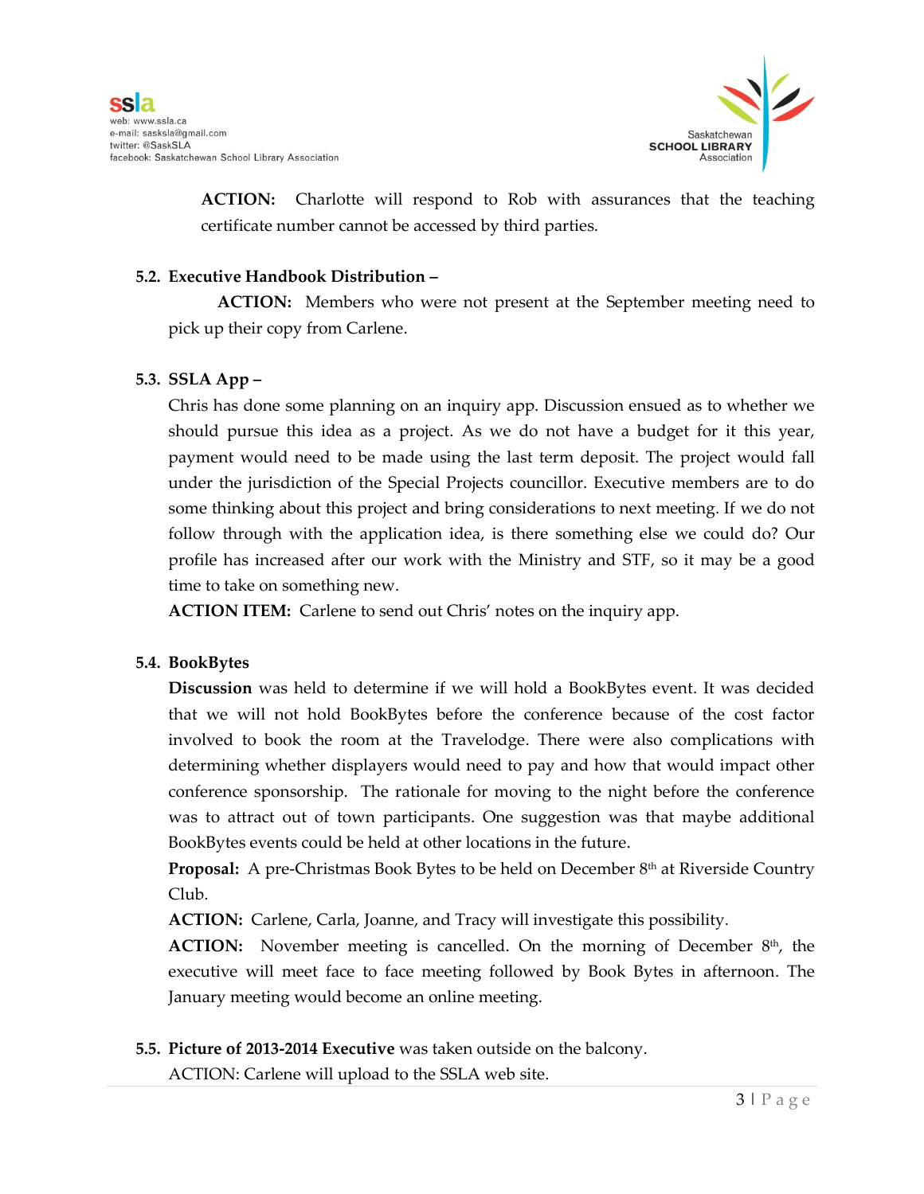**ACTION:** Charlotte will respond to Rob with assurances that the teaching certificate number cannot be accessed by third parties.

**5.2. Executive Handbook Distribution –**

**ACTION:** Members who were not present at the September meeting need to pick up their copy from Carlene.

**5.3. SSLA App –**

Chris has done some planning on an inquiry app. Discussion ensued as to whether we should pursue this idea as a project. As we do not have a budget for it this year, payment would need to be made using the last term deposit. The project would fall under the jurisdiction of the Special Projects councillor. Executive members are to do some thinking about this project and bring considerations to next meeting. If we do not follow through with the application idea, is there something else we could do? Our profile has increased after our work with the Ministry and STF, so it may be a good time to take on something new.

**ACTION ITEM:** Carlene to send out Chris' notes on the inquiry app.

**5.4. BookBytes**

**Discussion** was held to determine if we will hold a BookBytes event. It was decided that we will not hold BookBytes before the conference because of the cost factor involved to book the room at the Travelodge. There were also complications with determining whether displayers would need to pay and how that would impact other conference sponsorship. The rationale for moving to the night before the conference was to attract out of town participants. One suggestion was that maybe additional BookBytes events could be held at other locations in the future.

**Proposal:** A pre-Christmas Book Bytes to be held on December 8th at Riverside Country Club.

**ACTION:** Carlene, Carla, Joanne, and Tracy will investigate this possibility.

**ACTION:** November meeting is cancelled. On the morning of December 8th, the executive will meet face to face meeting followed by Book Bytes in afternoon. The January meeting would become an online meeting.

**5.5. Picture of 2013-2014 Executive** was taken outside on the balcony.

ACTION: Carlene will upload to the SSLA web site.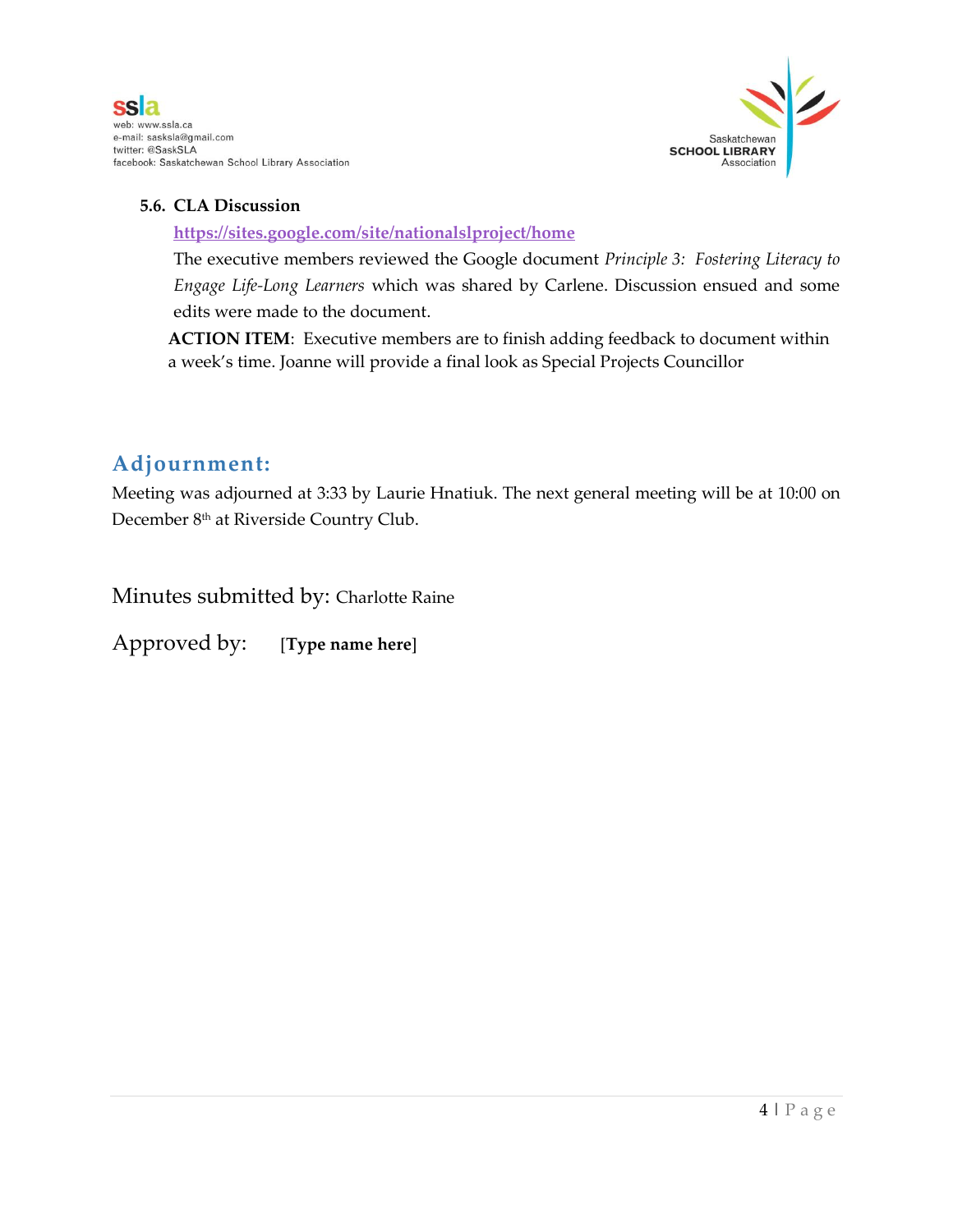### 5.6. CLA Discussion

https://sites.google.com/site/nationalslproject/home

The executive members reviewed the Google document *Principle 3: Fostering Literacy to Engage Life-Long Learners* which was shared by Carlene. Discussion ensued and some edits were made to the document.

**ACTION ITEM**: Executive members are to finish adding feedback to document within a week's time. Joanne will provide a final look as Special Projects Councillor

## Adjournment:

Meeting was adjourned at 3:33 by Laurie Hnatiuk. The next general meeting will be at 10:00 on December 8th at Riverside Country Club.

Minutes submitted by: Charlotte Raine

Approved by: **[Type name here]**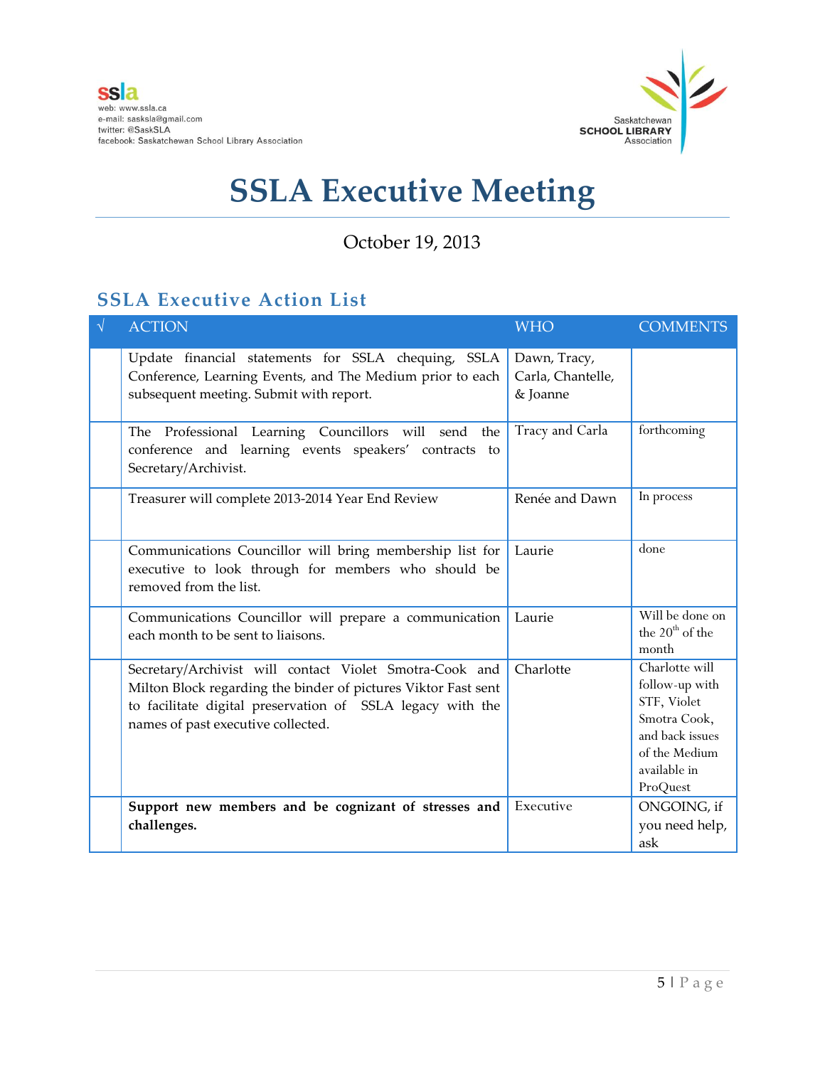ssla
web: www.ssla.ca
e-mail: sasksla@gmail.com
twitter: @SaskSLA
facebook: Saskatchewan School Library Association

Saskatchewan SCHOOL LIBRARY Association

# SSLA Executive Meeting

October 19, 2013

## SSLA Executive Action List

| √ | ACTION | WHO | COMMENTS |
|---|---|---|---|
| | Update financial statements for SSLA chequing, SSLA Conference, Learning Events, and The Medium prior to each subsequent meeting. Submit with report. | Dawn, Tracy, Carla, Chantelle, & Joanne | |
| | The Professional Learning Councillors will send the conference and learning events speakers' contracts to Secretary/Archivist. | Tracy and Carla | forthcoming |
| | Treasurer will complete 2013-2014 Year End Review | Renée and Dawn | In process |
| | Communications Councillor will bring membership list for executive to look through for members who should be removed from the list. | Laurie | done |
| | Communications Councillor will prepare a communication each month to be sent to liaisons. | Laurie | Will be done on the 20th of the month |
| | Secretary/Archivist will contact Violet Smotra-Cook and Milton Block regarding the binder of pictures Viktor Fast sent to facilitate digital preservation of SSLA legacy with the names of past executive collected. | Charlotte | Charlotte will follow-up with STF, Violet Smotra Cook, and back issues of the Medium available in ProQuest |
| | **Support new members and be cognizant of stresses and challenges.** | Executive | ONGOING, if you need help, ask |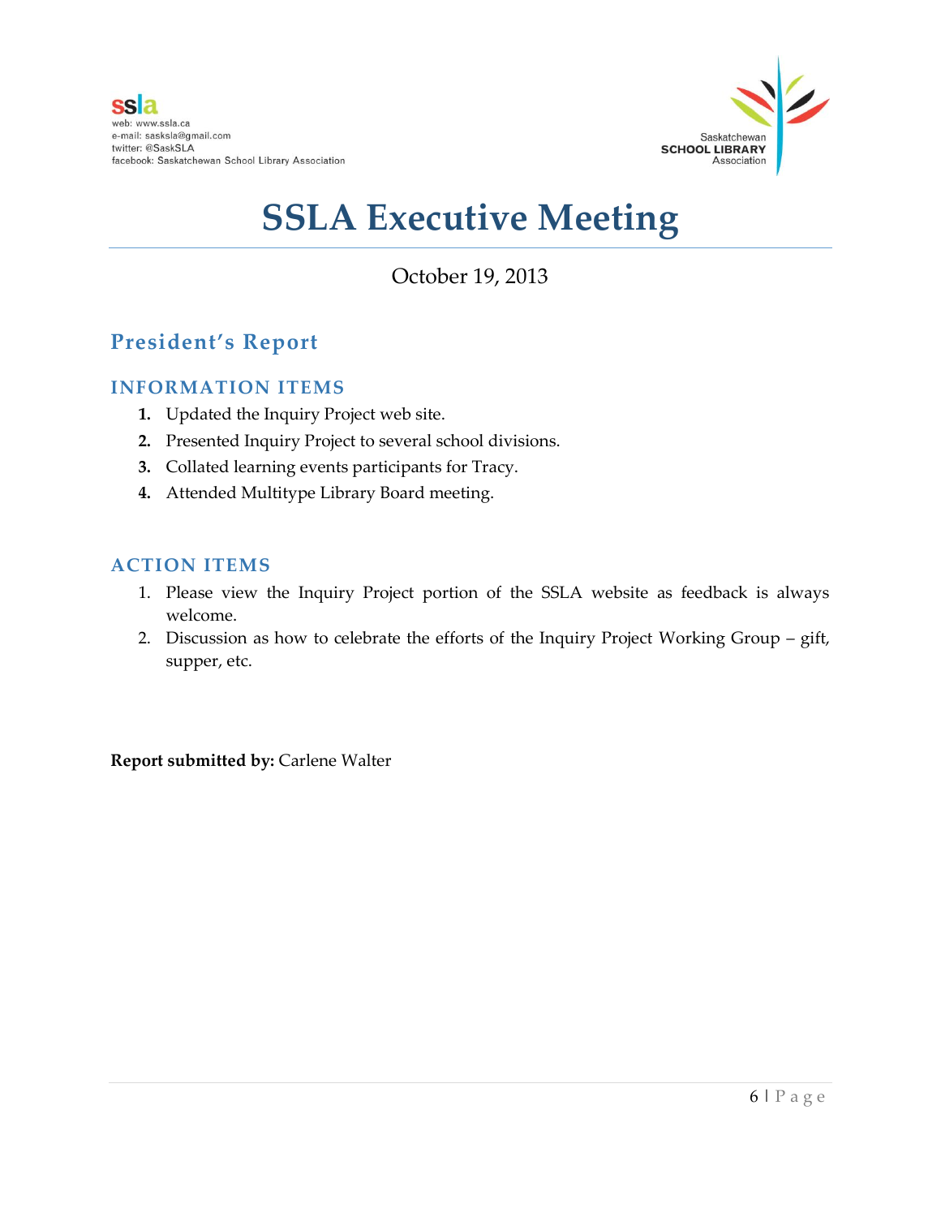ssla
web: www.ssla.ca
e-mail: sasksla@gmail.com
twitter: @SaskSLA
facebook: Saskatchewan School Library Association

Saskatchewan SCHOOL LIBRARY Association

# SSLA Executive Meeting

October 19, 2013

## President's Report

### INFORMATION ITEMS

1. Updated the Inquiry Project web site.
2. Presented Inquiry Project to several school divisions.
3. Collated learning events participants for Tracy.
4. Attended Multitype Library Board meeting.

### ACTION ITEMS

1. Please view the Inquiry Project portion of the SSLA website as feedback is always welcome.
2. Discussion as how to celebrate the efforts of the Inquiry Project Working Group – gift, supper, etc.

**Report submitted by:** Carlene Walter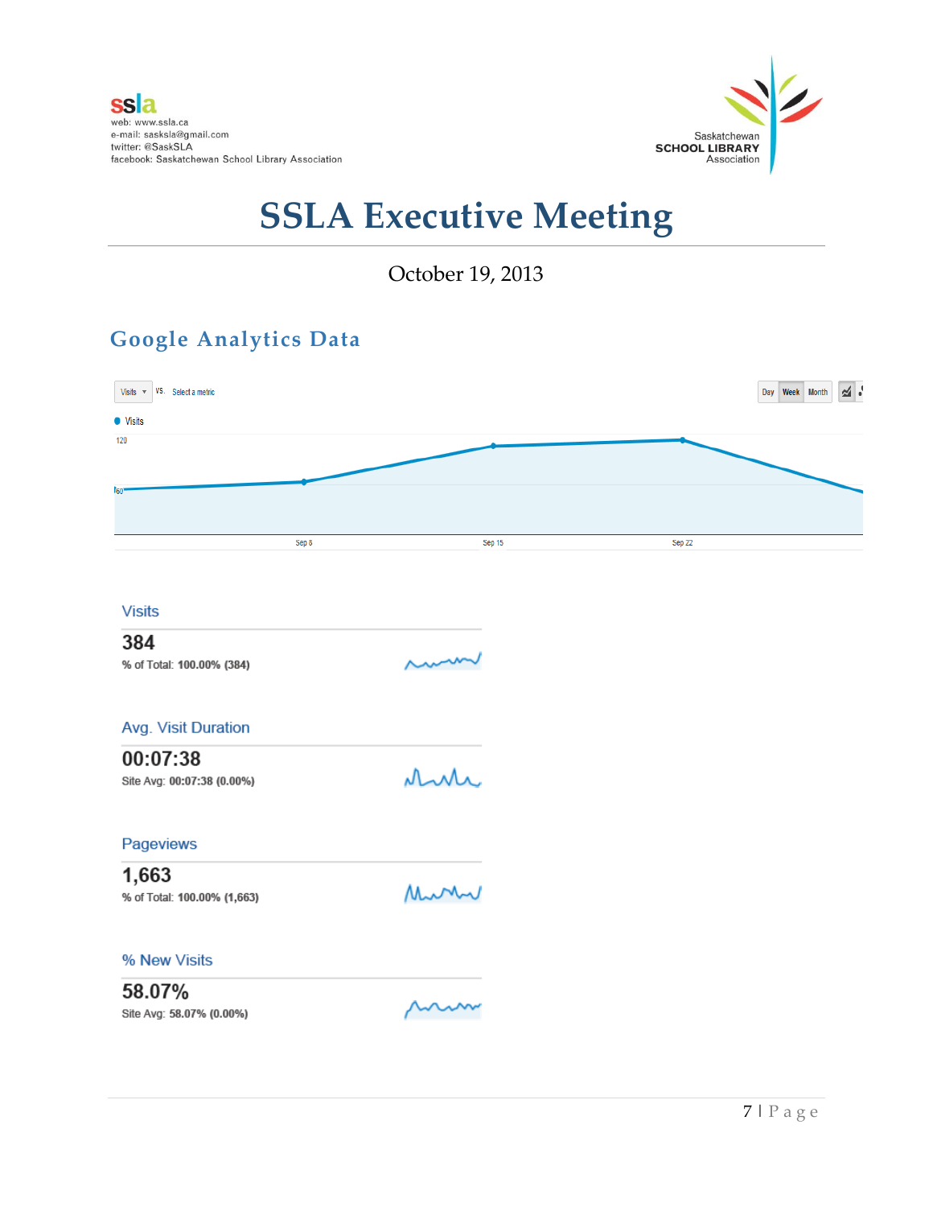ssla
web: www.ssla.ca
e-mail: sasksla@gmail.com
twitter: @SaskSLA
facebook: Saskatchewan School Library Association

Saskatchewan SCHOOL LIBRARY Association

# SSLA Executive Meeting

October 19, 2013

## Google Analytics Data

Visits ▾ VS. Select a metric

Day Week Month

● Visits

120

60

Sep 8 Sep 15 Sep 22

**Visits**

**384**

% of Total: **100.00% (384)**

**Avg. Visit Duration**

**00:07:38**

Site Avg: **00:07:38 (0.00%)**

**Pageviews**

**1,663**

% of Total: **100.00% (1,663)**

**% New Visits**

**58.07%**

Site Avg: **58.07% (0.00%)**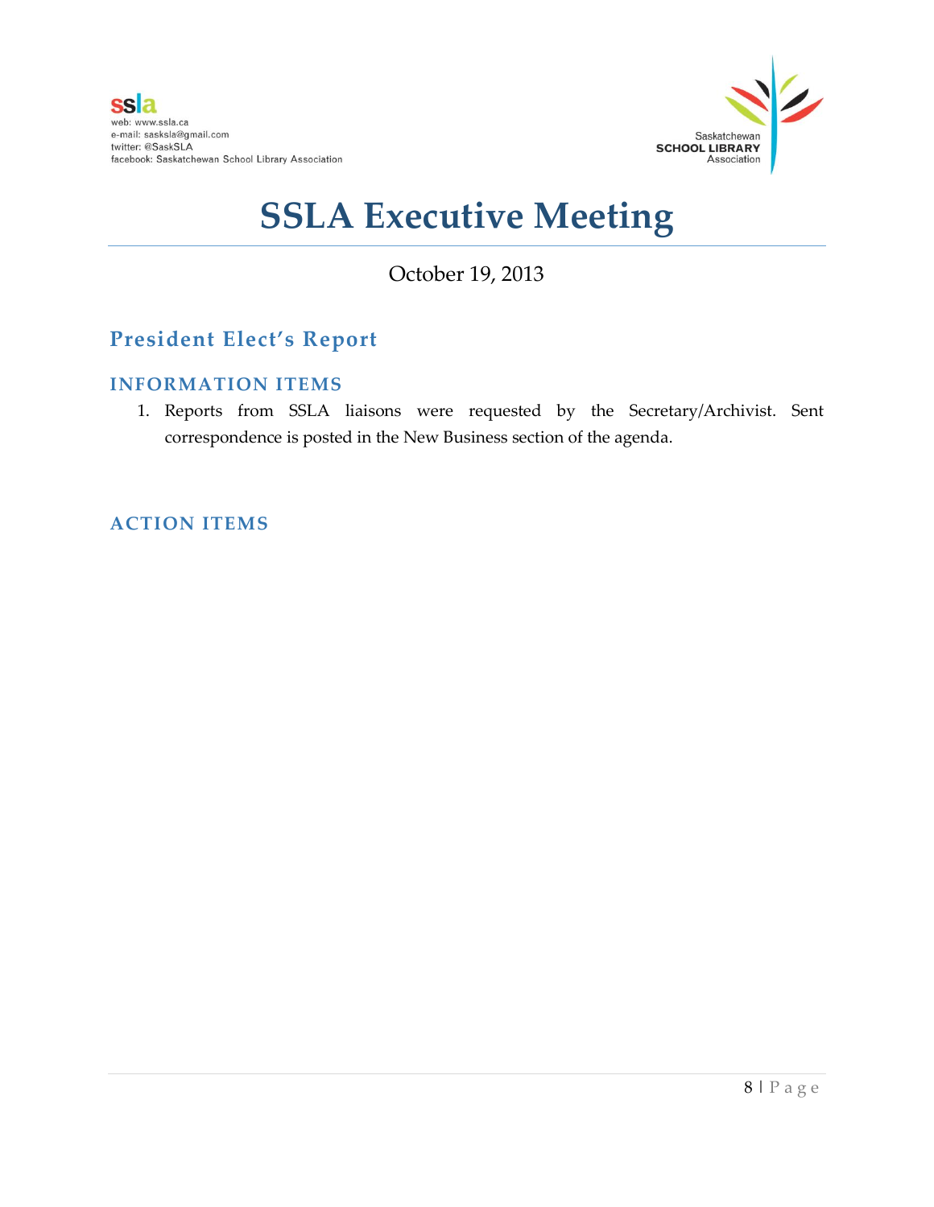# SSLA Executive Meeting

October 19, 2013

## President Elect's Report

### INFORMATION ITEMS

1. Reports from SSLA liaisons were requested by the Secretary/Archivist. Sent correspondence is posted in the New Business section of the agenda.

### ACTION ITEMS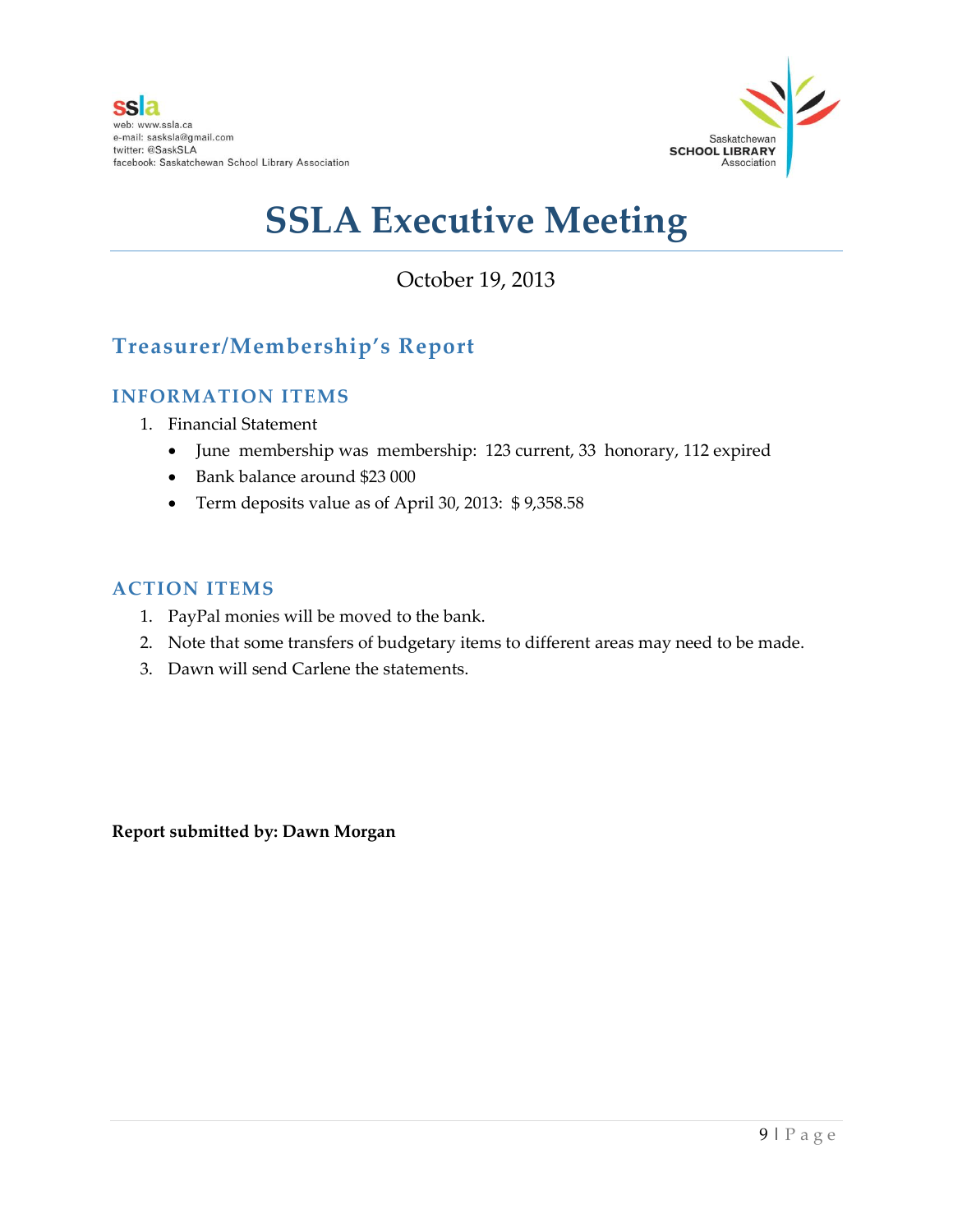ssla
web: www.ssla.ca
e-mail: sasksla@gmail.com
twitter: @SaskSLA
facebook: Saskatchewan School Library Association

Saskatchewan SCHOOL LIBRARY Association

# SSLA Executive Meeting

October 19, 2013

## Treasurer/Membership's Report

### INFORMATION ITEMS

1. Financial Statement
   - June membership was membership: 123 current, 33 honorary, 112 expired
   - Bank balance around $23 000
   - Term deposits value as of April 30, 2013: $ 9,358.58

### ACTION ITEMS

1. PayPal monies will be moved to the bank.
2. Note that some transfers of budgetary items to different areas may need to be made.
3. Dawn will send Carlene the statements.

**Report submitted by: Dawn Morgan**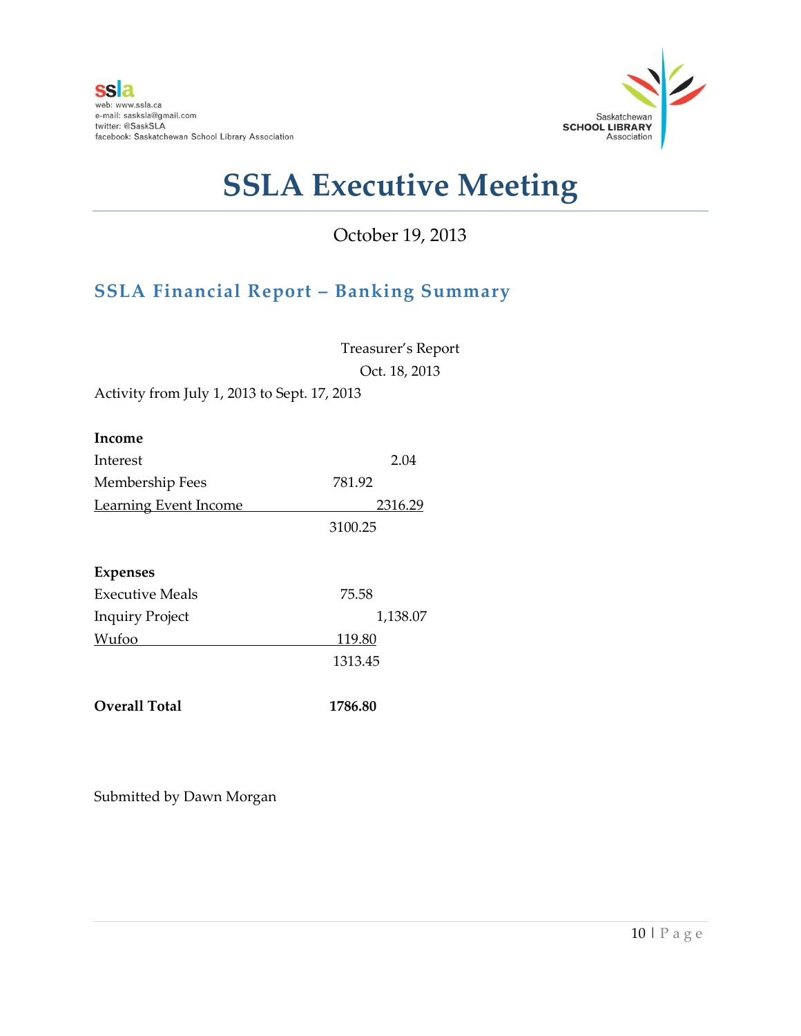ssla
web: www.ssla.ca
e-mail: sasksla@gmail.com
twitter: @SaskSLA
facebook: Saskatchewan School Library Association

Saskatchewan
SCHOOL LIBRARY
Association

# SSLA Executive Meeting

October 19, 2013

## SSLA Financial Report – Banking Summary

Treasurer's Report
Oct. 18, 2013

Activity from July 1, 2013 to Sept. 17, 2013

| **Income** | | |
|---|---|---|
| Interest | | 2.04 |
| Membership Fees | 781.92 | |
| Learning Event Income | | 2316.29 |
| | 3100.25 | |

| **Expenses** | | |
|---|---|---|
| Executive Meals | 75.58 | |
| Inquiry Project | | 1,138.07 |
| Wufoo | 119.80 | |
| | 1313.45 | |

**Overall Total** **1786.80**

Submitted by Dawn Morgan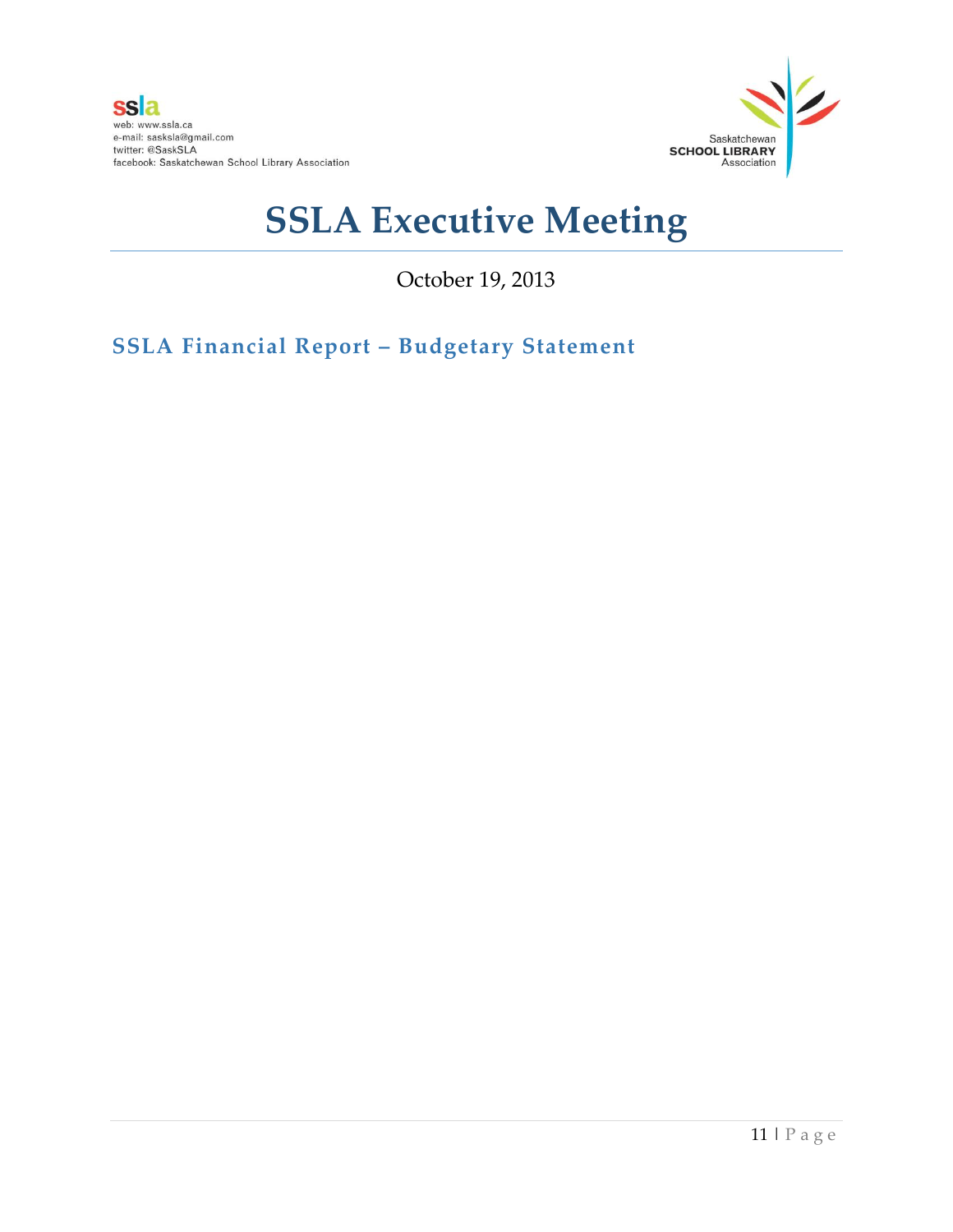# SSLA Executive Meeting

October 19, 2013

## SSLA Financial Report – Budgetary Statement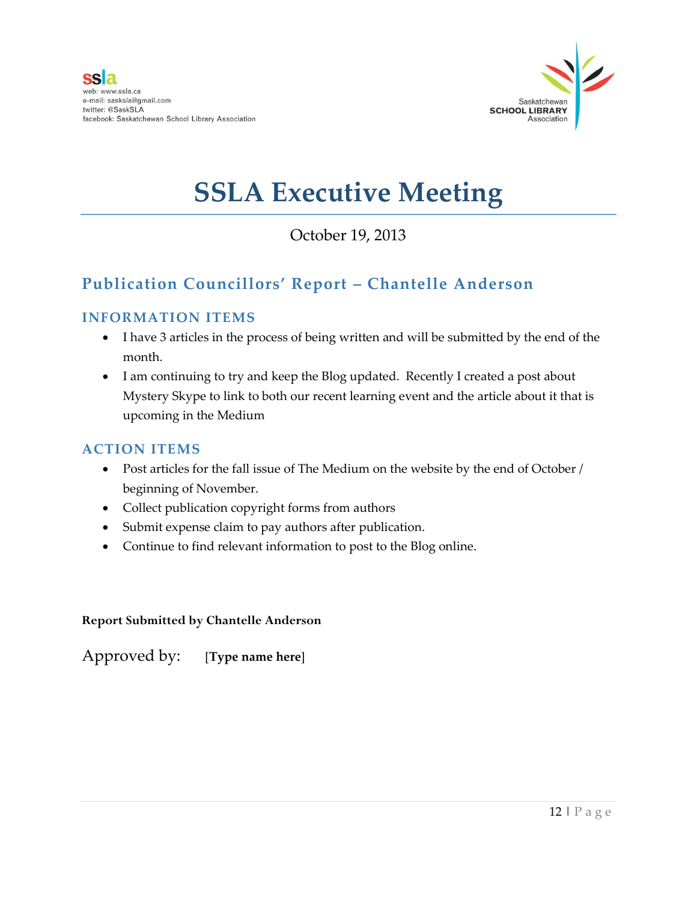ssla
web: www.ssla.ca
e-mail: sasksla@gmail.com
twitter: @SaskSLA
facebook: Saskatchewan School Library Association

Saskatchewan SCHOOL LIBRARY Association

# SSLA Executive Meeting

October 19, 2013

## Publication Councillors' Report – Chantelle Anderson

### INFORMATION ITEMS

- I have 3 articles in the process of being written and will be submitted by the end of the month.
- I am continuing to try and keep the Blog updated. Recently I created a post about Mystery Skype to link to both our recent learning event and the article about it that is upcoming in the Medium

### ACTION ITEMS

- Post articles for the fall issue of The Medium on the website by the end of October / beginning of November.
- Collect publication copyright forms from authors
- Submit expense claim to pay authors after publication.
- Continue to find relevant information to post to the Blog online.

**Report Submitted by Chantelle Anderson**

Approved by: **[Type name here]**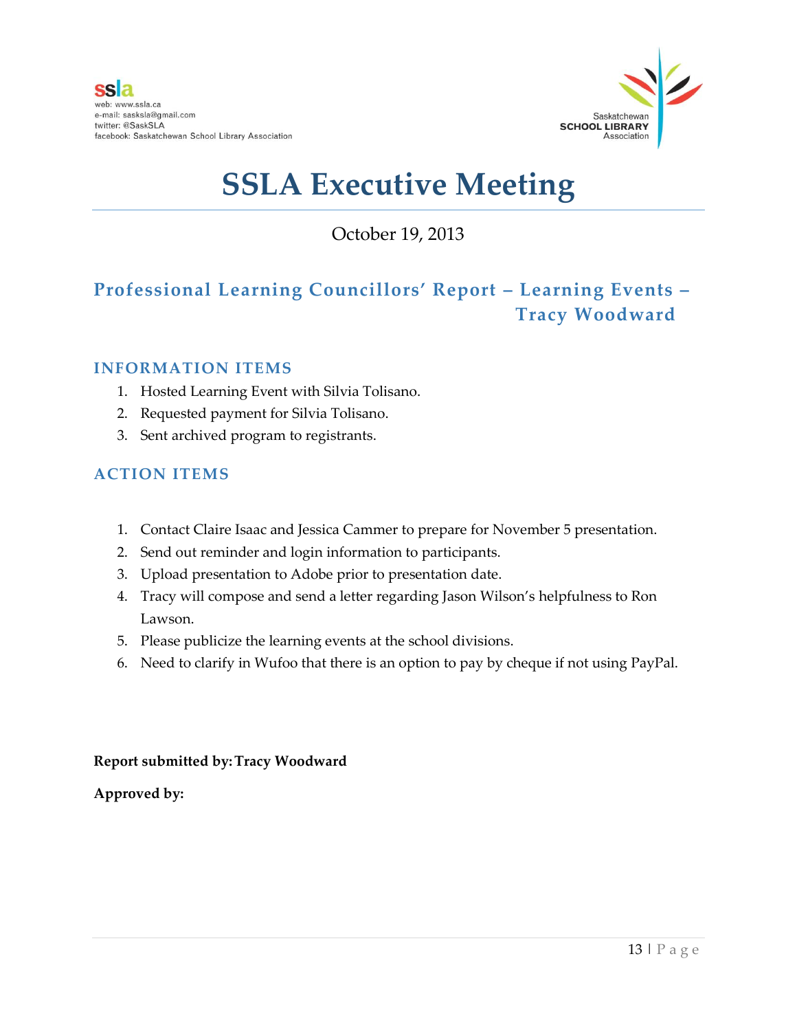ssla
web: www.ssla.ca
e-mail: sasksla@gmail.com
twitter: @SaskSLA
facebook: Saskatchewan School Library Association

Saskatchewan SCHOOL LIBRARY Association

# SSLA Executive Meeting

October 19, 2013

## Professional Learning Councillors' Report – Learning Events – Tracy Woodward

### INFORMATION ITEMS

1. Hosted Learning Event with Silvia Tolisano.
2. Requested payment for Silvia Tolisano.
3. Sent archived program to registrants.

### ACTION ITEMS

1. Contact Claire Isaac and Jessica Cammer to prepare for November 5 presentation.
2. Send out reminder and login information to participants.
3. Upload presentation to Adobe prior to presentation date.
4. Tracy will compose and send a letter regarding Jason Wilson's helpfulness to Ron Lawson.
5. Please publicize the learning events at the school divisions.
6. Need to clarify in Wufoo that there is an option to pay by cheque if not using PayPal.

**Report submitted by: Tracy Woodward**

**Approved by:**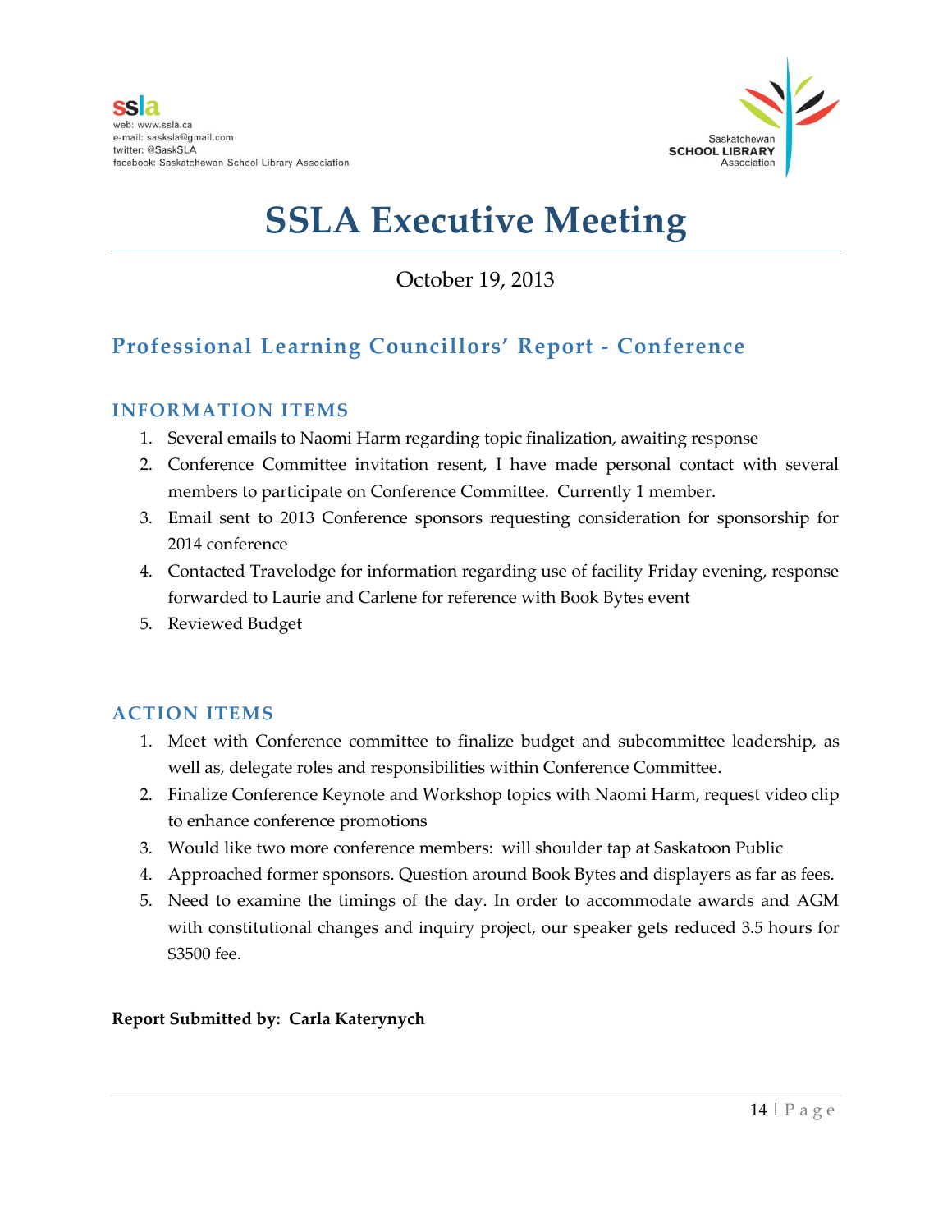ssla
web: www.ssla.ca
e-mail: sasksla@gmail.com
twitter: @SaskSLA
facebook: Saskatchewan School Library Association

Saskatchewan SCHOOL LIBRARY Association

# SSLA Executive Meeting

October 19, 2013

## Professional Learning Councillors' Report - Conference

### INFORMATION ITEMS

1. Several emails to Naomi Harm regarding topic finalization, awaiting response
2. Conference Committee invitation resent, I have made personal contact with several members to participate on Conference Committee. Currently 1 member.
3. Email sent to 2013 Conference sponsors requesting consideration for sponsorship for 2014 conference
4. Contacted Travelodge for information regarding use of facility Friday evening, response forwarded to Laurie and Carlene for reference with Book Bytes event
5. Reviewed Budget

### ACTION ITEMS

1. Meet with Conference committee to finalize budget and subcommittee leadership, as well as, delegate roles and responsibilities within Conference Committee.
2. Finalize Conference Keynote and Workshop topics with Naomi Harm, request video clip to enhance conference promotions
3. Would like two more conference members: will shoulder tap at Saskatoon Public
4. Approached former sponsors. Question around Book Bytes and displayers as far as fees.
5. Need to examine the timings of the day. In order to accommodate awards and AGM with constitutional changes and inquiry project, our speaker gets reduced 3.5 hours for $3500 fee.

**Report Submitted by: Carla Katerynych**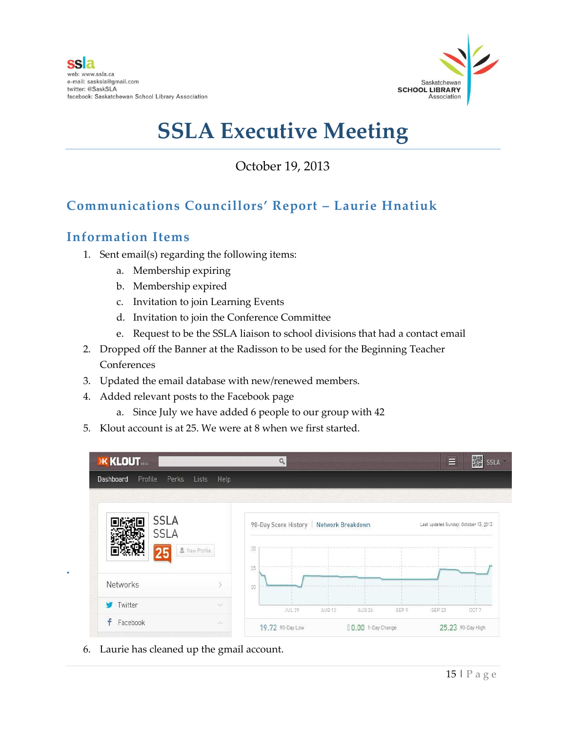ssla
web: www.ssla.ca
e-mail: sasksla@gmail.com
twitter: @SaskSLA
facebook: Saskatchewan School Library Association

Saskatchewan
SCHOOL LIBRARY
Association

# SSLA Executive Meeting

October 19, 2013

## Communications Councillors' Report – Laurie Hnatiuk

## Information Items

1. Sent email(s) regarding the following items:
    a. Membership expiring
    b. Membership expired
    c. Invitation to join Learning Events
    d. Invitation to join the Conference Committee
    e. Request to be the SSLA liaison to school divisions that had a contact email
2. Dropped off the Banner at the Radisson to be used for the Beginning Teacher Conferences
3. Updated the email database with new/renewed members.
4. Added relevant posts to the Facebook page
    a. Since July we have added 6 people to our group with 42
5. Klout account is at 25. We were at 8 when we first started.

6. Laurie has cleaned up the gmail account.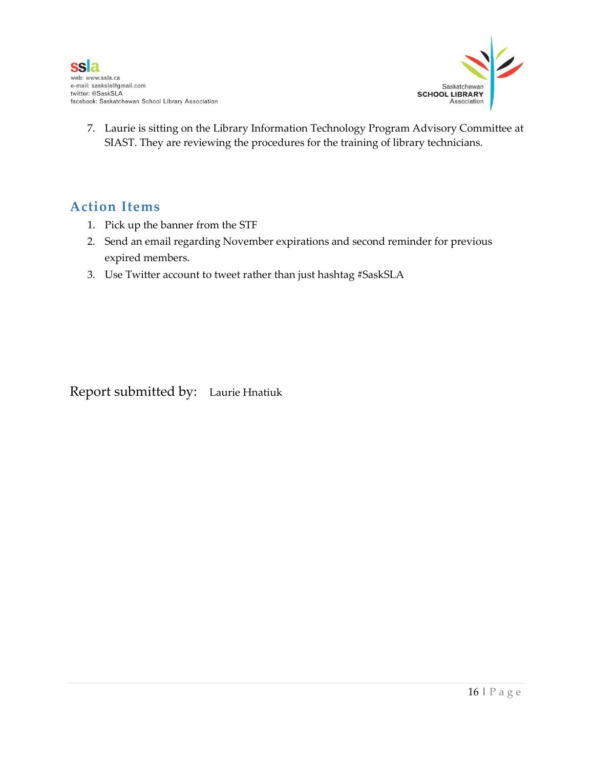7. Laurie is sitting on the Library Information Technology Program Advisory Committee at SIAST. They are reviewing the procedures for the training of library technicians.

## Action Items

1. Pick up the banner from the STF
2. Send an email regarding November expirations and second reminder for previous expired members.
3. Use Twitter account to tweet rather than just hashtag #SaskSLA

Report submitted by: Laurie Hnatiuk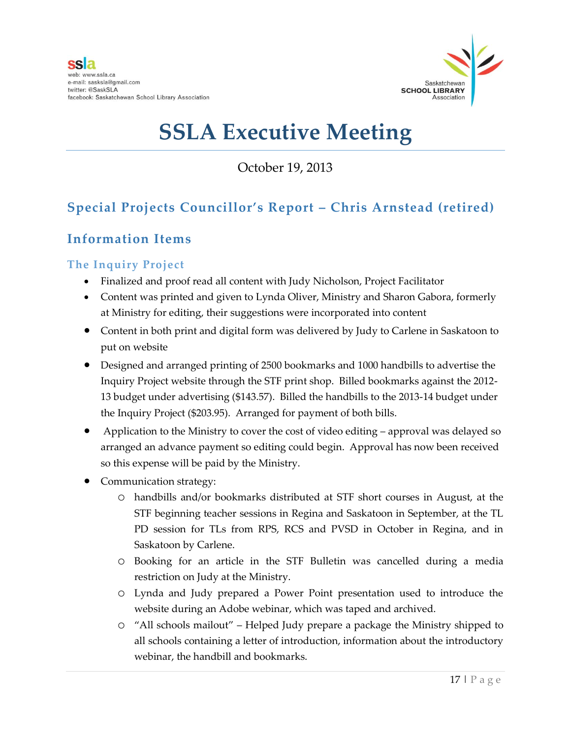# SSLA Executive Meeting

October 19, 2013

## Special Projects Councillor's Report – Chris Arnstead (retired)

## Information Items

### The Inquiry Project

- Finalized and proof read all content with Judy Nicholson, Project Facilitator
- Content was printed and given to Lynda Oliver, Ministry and Sharon Gabora, formerly at Ministry for editing, their suggestions were incorporated into content
- Content in both print and digital form was delivered by Judy to Carlene in Saskatoon to put on website
- Designed and arranged printing of 2500 bookmarks and 1000 handbills to advertise the Inquiry Project website through the STF print shop. Billed bookmarks against the 2012-13 budget under advertising ($143.57). Billed the handbills to the 2013-14 budget under the Inquiry Project ($203.95). Arranged for payment of both bills.
- Application to the Ministry to cover the cost of video editing – approval was delayed so arranged an advance payment so editing could begin. Approval has now been received so this expense will be paid by the Ministry.
- Communication strategy:
  - handbills and/or bookmarks distributed at STF short courses in August, at the STF beginning teacher sessions in Regina and Saskatoon in September, at the TL PD session for TLs from RPS, RCS and PVSD in October in Regina, and in Saskatoon by Carlene.
  - Booking for an article in the STF Bulletin was cancelled during a media restriction on Judy at the Ministry.
  - Lynda and Judy prepared a Power Point presentation used to introduce the website during an Adobe webinar, which was taped and archived.
  - "All schools mailout" – Helped Judy prepare a package the Ministry shipped to all schools containing a letter of introduction, information about the introductory webinar, the handbill and bookmarks.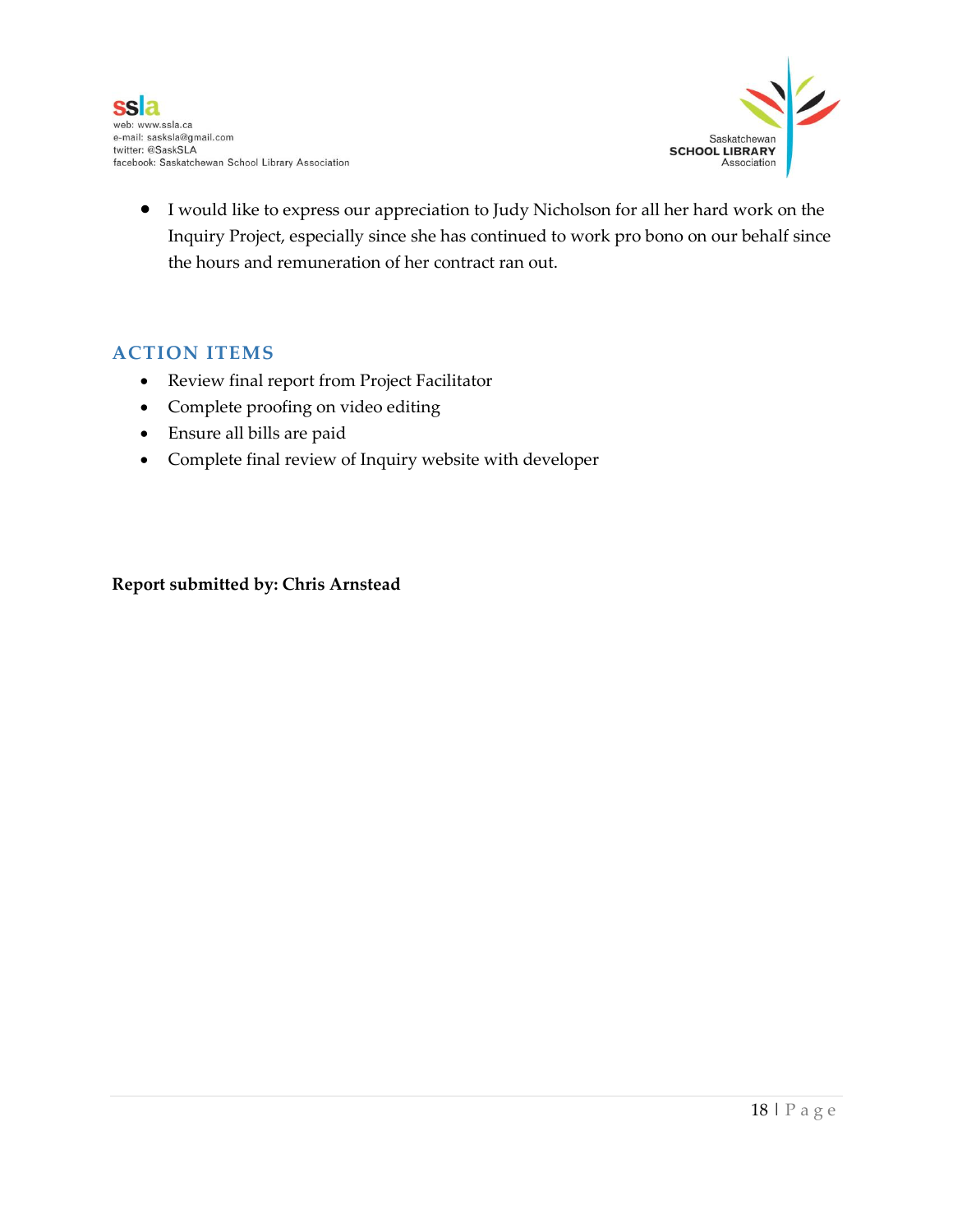- I would like to express our appreciation to Judy Nicholson for all her hard work on the Inquiry Project, especially since she has continued to work pro bono on our behalf since the hours and remuneration of her contract ran out.

## ACTION ITEMS

- Review final report from Project Facilitator
- Complete proofing on video editing
- Ensure all bills are paid
- Complete final review of Inquiry website with developer

**Report submitted by: Chris Arnstead**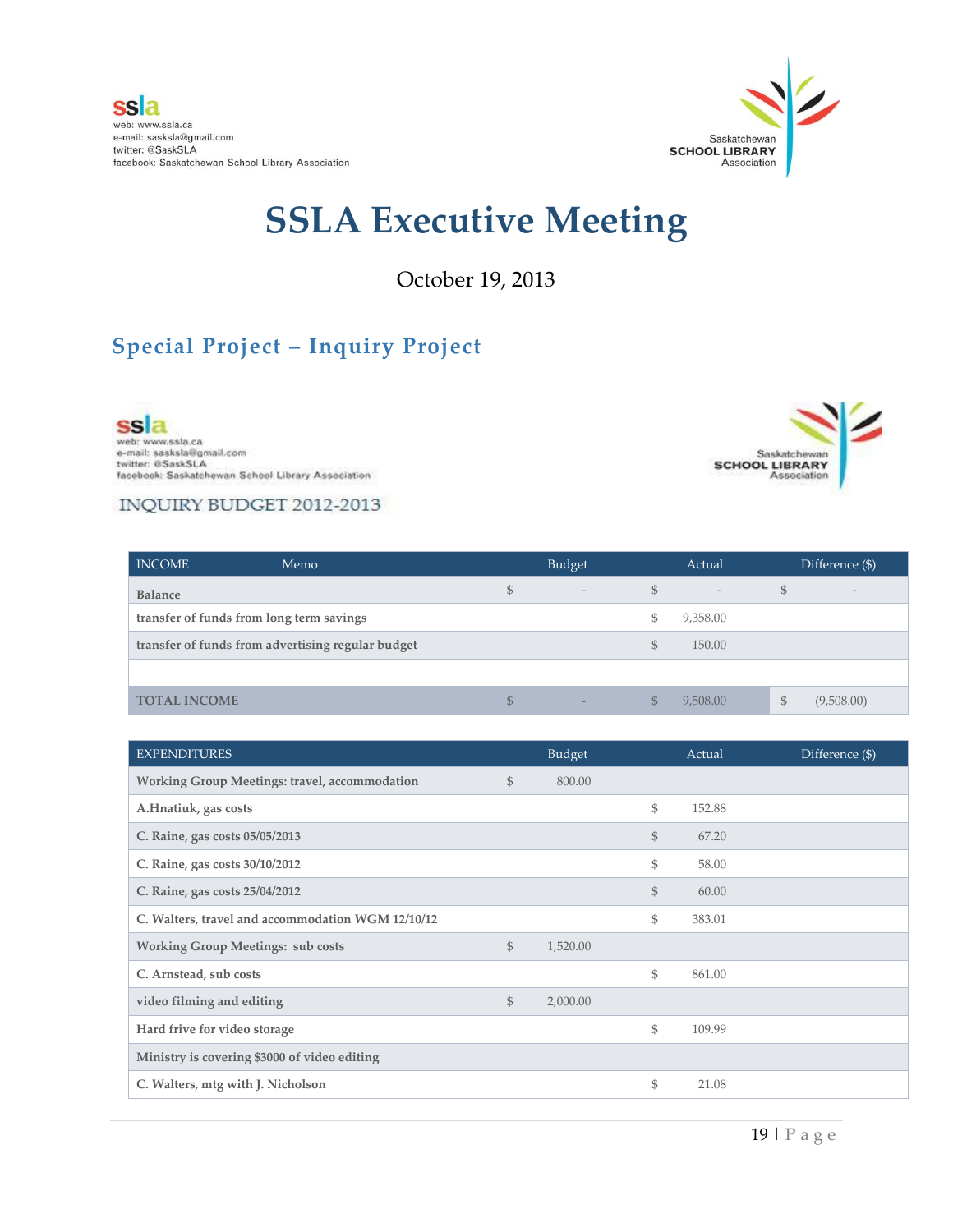ssla
web: www.ssla.ca
e-mail: sasksla@gmail.com
twitter: @SaskSLA
facebook: Saskatchewan School Library Association

Saskatchewan SCHOOL LIBRARY Association

# SSLA Executive Meeting

October 19, 2013

## Special Project – Inquiry Project

ssla
web: www.ssla.ca
e-mail: sasksla@gmail.com
twitter: @SaskSLA
facebook: Saskatchewan School Library Association

Saskatchewan SCHOOL LIBRARY Association

INQUIRY BUDGET 2012-2013

| INCOME Memo | Budget | Actual | Difference ($) |
|---|---|---|---|
| Balance | $ - | $ - | $ - |
| transfer of funds from long term savings | | $ 9,358.00 | |
| transfer of funds from advertising regular budget | | $ 150.00 | |
| | | | |
| TOTAL INCOME | $ - | $ 9,508.00 | $ (9,508.00) |

| EXPENDITURES | Budget | Actual | Difference ($) |
|---|---|---|---|
| Working Group Meetings: travel, accommodation | $ 800.00 | | |
| A.Hnatiuk, gas costs | | $ 152.88 | |
| C. Raine, gas costs 05/05/2013 | | $ 67.20 | |
| C. Raine, gas costs 30/10/2012 | | $ 58.00 | |
| C. Raine, gas costs 25/04/2012 | | $ 60.00 | |
| C. Walters, travel and accommodation WGM 12/10/12 | | $ 383.01 | |
| Working Group Meetings: sub costs | $ 1,520.00 | | |
| C. Arnstead, sub costs | | $ 861.00 | |
| video filming and editing | $ 2,000.00 | | |
| Hard frive for video storage | | $ 109.99 | |
| Ministry is covering $3000 of video editing | | | |
| C. Walters, mtg with J. Nicholson | | $ 21.08 | |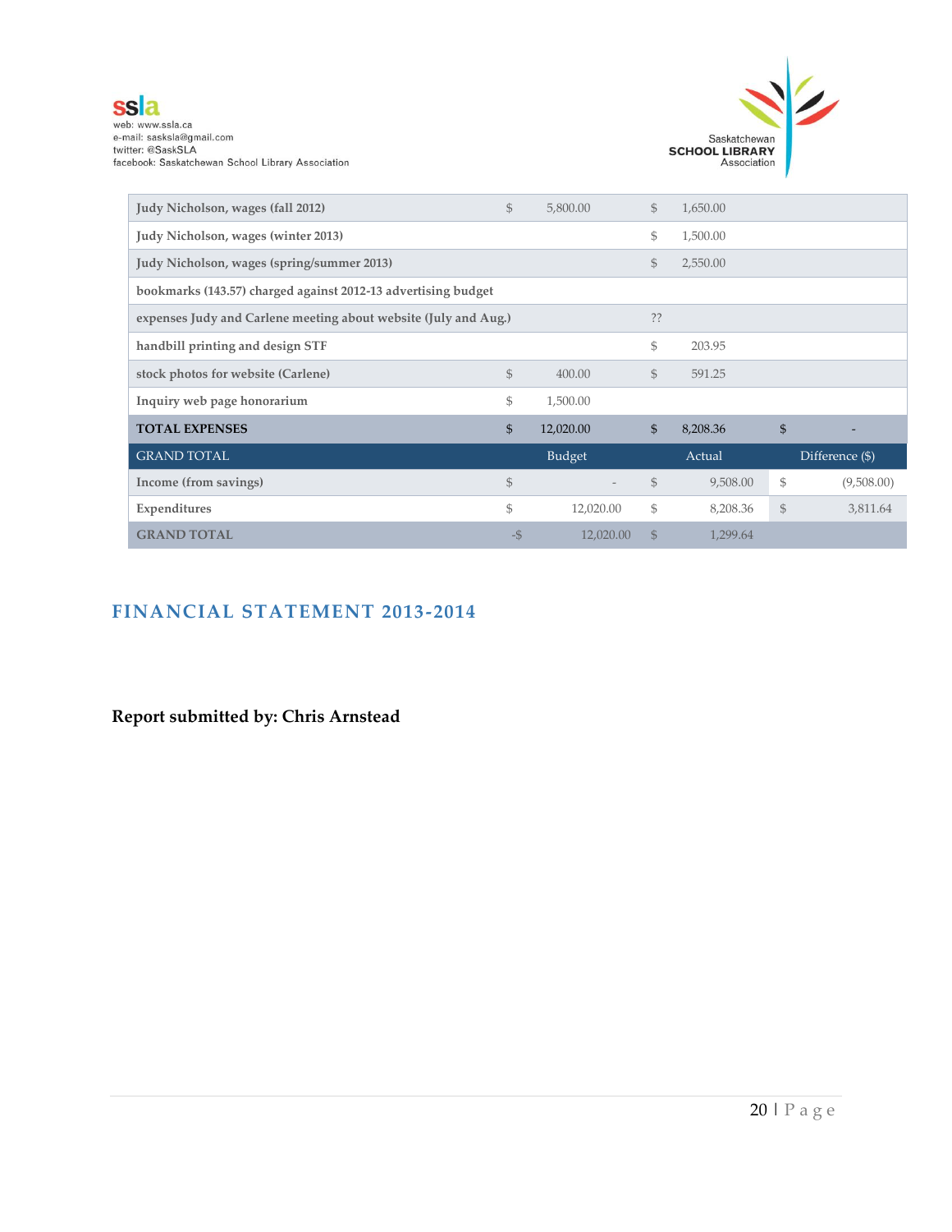| | Budget | | Actual | | Difference ($) | |
|---|---|---|---|---|---|---|
| Judy Nicholson, wages (fall 2012) | $ | 5,800.00 | $ | 1,650.00 | | |
| Judy Nicholson, wages (winter 2013) | | | $ | 1,500.00 | | |
| Judy Nicholson, wages (spring/summer 2013) | | | $ | 2,550.00 | | |
| bookmarks (143.57) charged against 2012-13 advertising budget | | | | | | |
| expenses Judy and Carlene meeting about website (July and Aug.) | | | ?? | | | |
| handbill printing and design STF | | | $ | 203.95 | | |
| stock photos for website (Carlene) | $ | 400.00 | $ | 591.25 | | |
| Inquiry web page honorarium | $ | 1,500.00 | | | | |
| **TOTAL EXPENSES** | $ | 12,020.00 | $ | 8,208.36 | $ | - |
| GRAND TOTAL | | Budget | | Actual | | Difference ($) |
| Income (from savings) | $ | - | $ | 9,508.00 | $ | (9,508.00) |
| Expenditures | $ | 12,020.00 | $ | 8,208.36 | $ | 3,811.64 |
| GRAND TOTAL | -$ | 12,020.00 | $ | 1,299.64 | | |

## FINANCIAL STATEMENT 2013-2014

**Report submitted by: Chris Arnstead**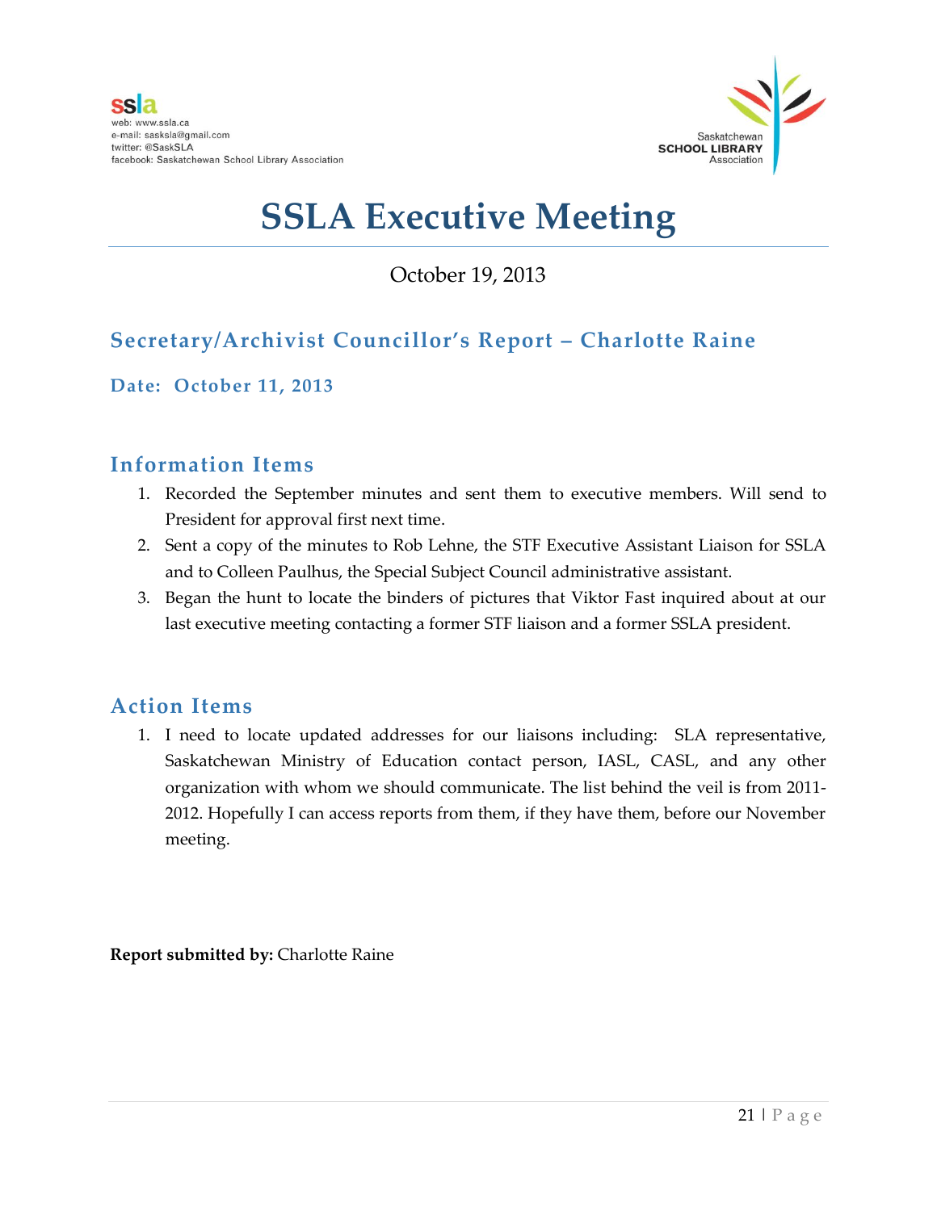ssla
web: www.ssla.ca
e-mail: sasksla@gmail.com
twitter: @SaskSLA
facebook: Saskatchewan School Library Association

Saskatchewan **SCHOOL LIBRARY** Association

# SSLA Executive Meeting

October 19, 2013

## Secretary/Archivist Councillor's Report – Charlotte Raine

### Date: October 11, 2013

## Information Items

1. Recorded the September minutes and sent them to executive members. Will send to President for approval first next time.
2. Sent a copy of the minutes to Rob Lehne, the STF Executive Assistant Liaison for SSLA and to Colleen Paulhus, the Special Subject Council administrative assistant.
3. Began the hunt to locate the binders of pictures that Viktor Fast inquired about at our last executive meeting contacting a former STF liaison and a former SSLA president.

## Action Items

1. I need to locate updated addresses for our liaisons including: SLA representative, Saskatchewan Ministry of Education contact person, IASL, CASL, and any other organization with whom we should communicate. The list behind the veil is from 2011-2012. Hopefully I can access reports from them, if they have them, before our November meeting.

**Report submitted by:** Charlotte Raine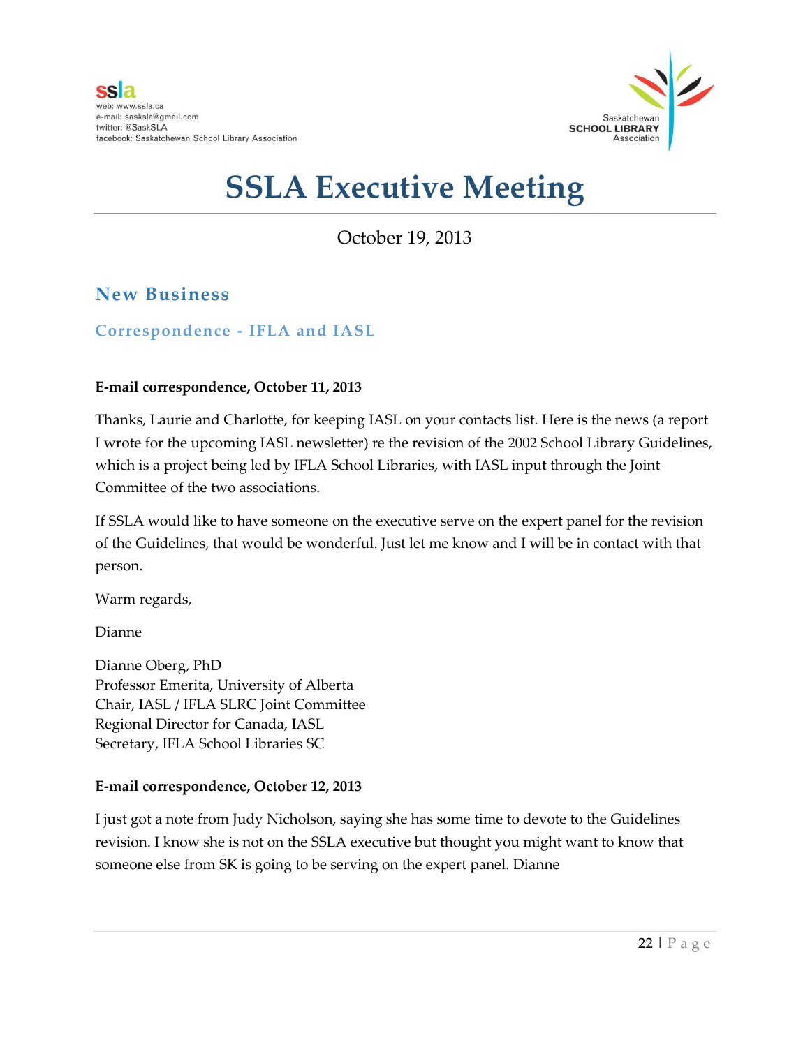ssla
web: www.ssla.ca
e-mail: sasksla@gmail.com
twitter: @SaskSLA
facebook: Saskatchewan School Library Association

Saskatchewan SCHOOL LIBRARY Association

# SSLA Executive Meeting

October 19, 2013

## New Business

### Correspondence - IFLA and IASL

**E-mail correspondence, October 11, 2013**

Thanks, Laurie and Charlotte, for keeping IASL on your contacts list. Here is the news (a report I wrote for the upcoming IASL newsletter) re the revision of the 2002 School Library Guidelines, which is a project being led by IFLA School Libraries, with IASL input through the Joint Committee of the two associations.

If SSLA would like to have someone on the executive serve on the expert panel for the revision of the Guidelines, that would be wonderful. Just let me know and I will be in contact with that person.

Warm regards,

Dianne

Dianne Oberg, PhD
Professor Emerita, University of Alberta
Chair, IASL / IFLA SLRC Joint Committee
Regional Director for Canada, IASL
Secretary, IFLA School Libraries SC

**E-mail correspondence, October 12, 2013**

I just got a note from Judy Nicholson, saying she has some time to devote to the Guidelines revision. I know she is not on the SSLA executive but thought you might want to know that someone else from SK is going to be serving on the expert panel. Dianne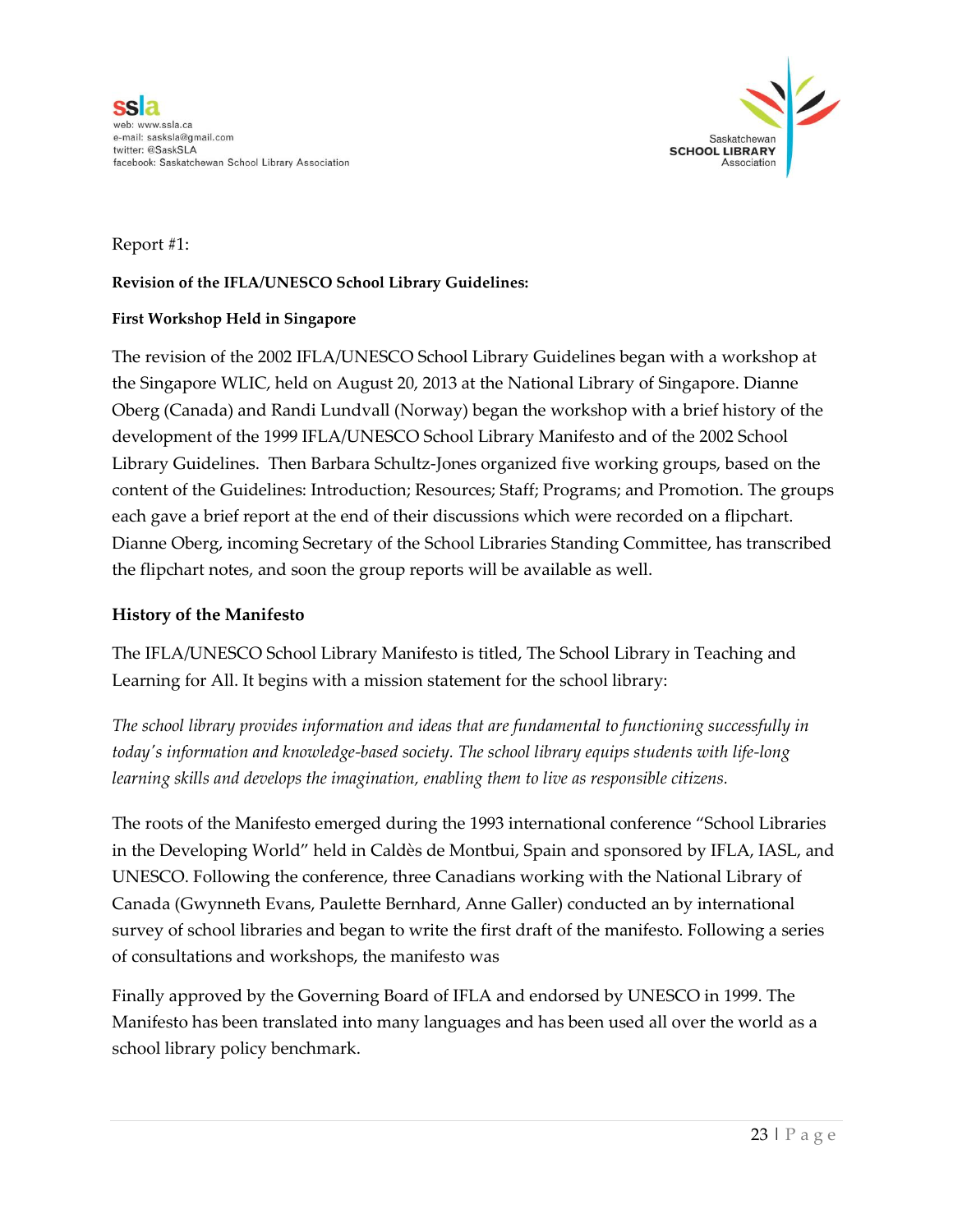Report #1:

**Revision of the IFLA/UNESCO School Library Guidelines:**

**First Workshop Held in Singapore**

The revision of the 2002 IFLA/UNESCO School Library Guidelines began with a workshop at the Singapore WLIC, held on August 20, 2013 at the National Library of Singapore. Dianne Oberg (Canada) and Randi Lundvall (Norway) began the workshop with a brief history of the development of the 1999 IFLA/UNESCO School Library Manifesto and of the 2002 School Library Guidelines. Then Barbara Schultz-Jones organized five working groups, based on the content of the Guidelines: Introduction; Resources; Staff; Programs; and Promotion. The groups each gave a brief report at the end of their discussions which were recorded on a flipchart. Dianne Oberg, incoming Secretary of the School Libraries Standing Committee, has transcribed the flipchart notes, and soon the group reports will be available as well.

## History of the Manifesto

The IFLA/UNESCO School Library Manifesto is titled, The School Library in Teaching and Learning for All. It begins with a mission statement for the school library:

*The school library provides information and ideas that are fundamental to functioning successfully in today's information and knowledge-based society. The school library equips students with life-long learning skills and develops the imagination, enabling them to live as responsible citizens.*

The roots of the Manifesto emerged during the 1993 international conference "School Libraries in the Developing World" held in Caldès de Montbui, Spain and sponsored by IFLA, IASL, and UNESCO. Following the conference, three Canadians working with the National Library of Canada (Gwynneth Evans, Paulette Bernhard, Anne Galler) conducted an by international survey of school libraries and began to write the first draft of the manifesto. Following a series of consultations and workshops, the manifesto was

Finally approved by the Governing Board of IFLA and endorsed by UNESCO in 1999. The Manifesto has been translated into many languages and has been used all over the world as a school library policy benchmark.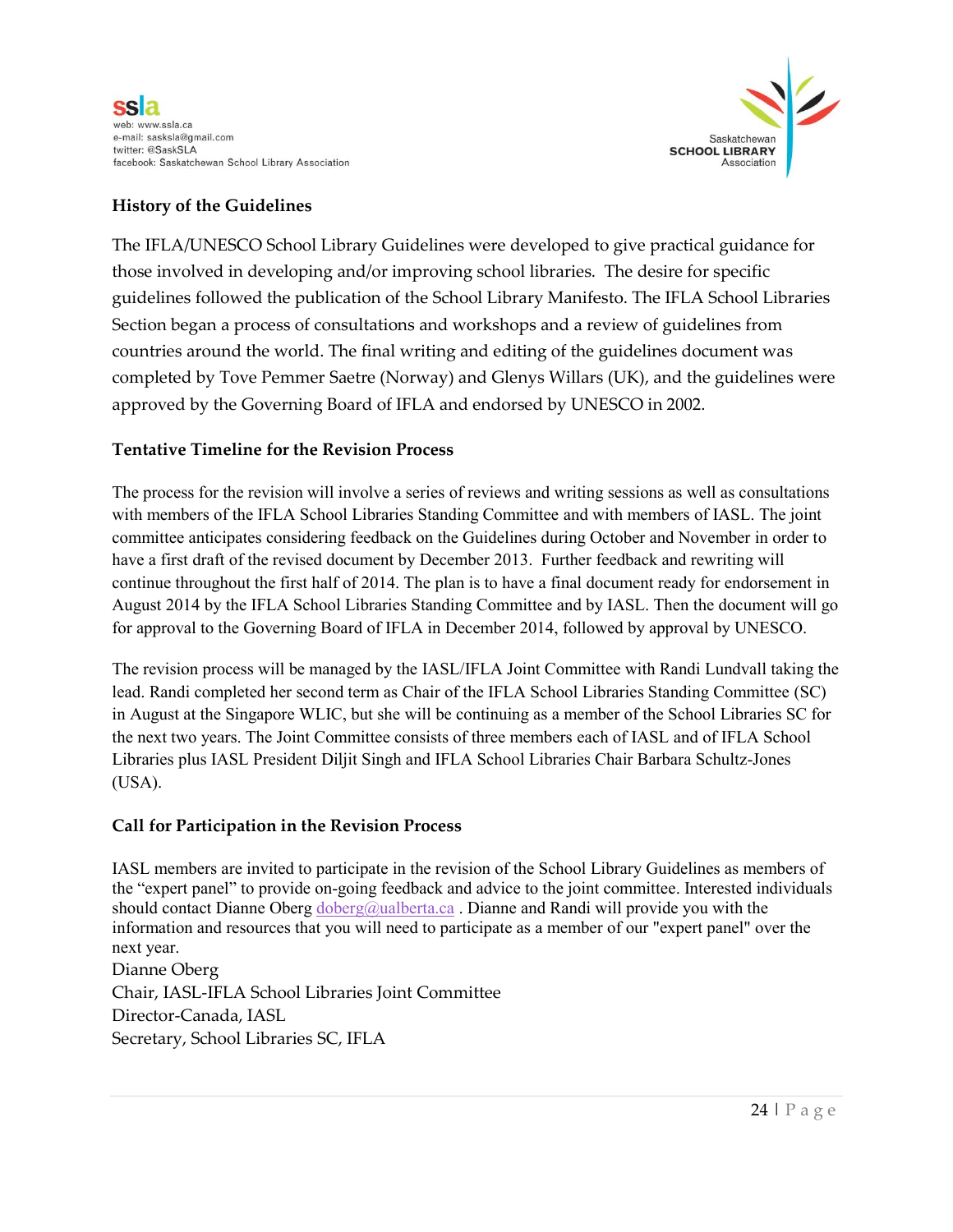### History of the Guidelines

The IFLA/UNESCO School Library Guidelines were developed to give practical guidance for those involved in developing and/or improving school libraries. The desire for specific guidelines followed the publication of the School Library Manifesto. The IFLA School Libraries Section began a process of consultations and workshops and a review of guidelines from countries around the world. The final writing and editing of the guidelines document was completed by Tove Pemmer Saetre (Norway) and Glenys Willars (UK), and the guidelines were approved by the Governing Board of IFLA and endorsed by UNESCO in 2002.

### Tentative Timeline for the Revision Process

The process for the revision will involve a series of reviews and writing sessions as well as consultations with members of the IFLA School Libraries Standing Committee and with members of IASL. The joint committee anticipates considering feedback on the Guidelines during October and November in order to have a first draft of the revised document by December 2013. Further feedback and rewriting will continue throughout the first half of 2014. The plan is to have a final document ready for endorsement in August 2014 by the IFLA School Libraries Standing Committee and by IASL. Then the document will go for approval to the Governing Board of IFLA in December 2014, followed by approval by UNESCO.

The revision process will be managed by the IASL/IFLA Joint Committee with Randi Lundvall taking the lead. Randi completed her second term as Chair of the IFLA School Libraries Standing Committee (SC) in August at the Singapore WLIC, but she will be continuing as a member of the School Libraries SC for the next two years. The Joint Committee consists of three members each of IASL and of IFLA School Libraries plus IASL President Diljit Singh and IFLA School Libraries Chair Barbara Schultz-Jones (USA).

### Call for Participation in the Revision Process

IASL members are invited to participate in the revision of the School Library Guidelines as members of the "expert panel" to provide on-going feedback and advice to the joint committee. Interested individuals should contact Dianne Oberg doberg@ualberta.ca . Dianne and Randi will provide you with the information and resources that you will need to participate as a member of our "expert panel" over the next year.

Dianne Oberg
Chair, IASL-IFLA School Libraries Joint Committee
Director-Canada, IASL
Secretary, School Libraries SC, IFLA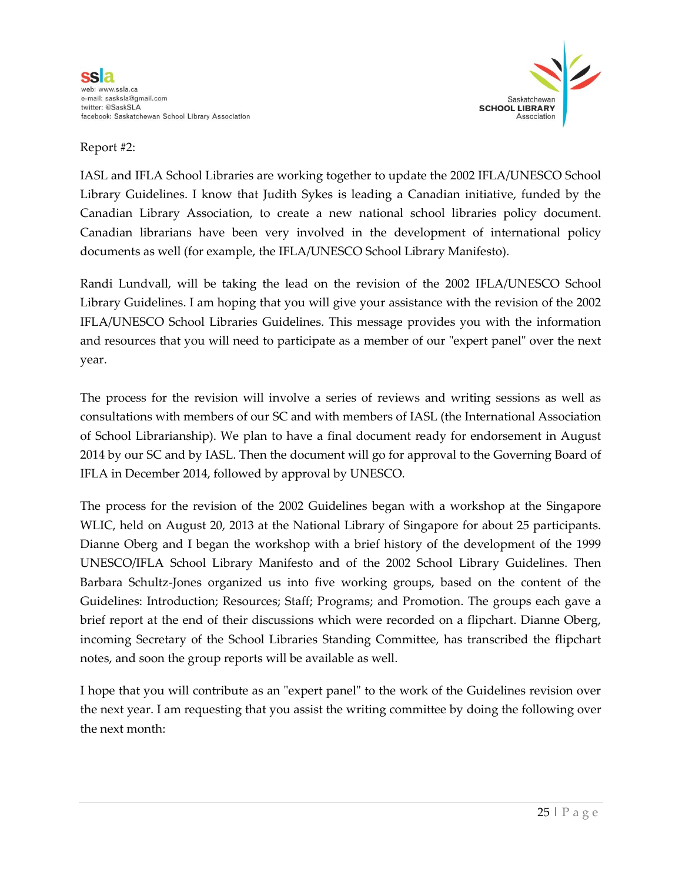Report #2:

IASL and IFLA School Libraries are working together to update the 2002 IFLA/UNESCO School Library Guidelines. I know that Judith Sykes is leading a Canadian initiative, funded by the Canadian Library Association, to create a new national school libraries policy document. Canadian librarians have been very involved in the development of international policy documents as well (for example, the IFLA/UNESCO School Library Manifesto).

Randi Lundvall, will be taking the lead on the revision of the 2002 IFLA/UNESCO School Library Guidelines. I am hoping that you will give your assistance with the revision of the 2002 IFLA/UNESCO School Libraries Guidelines. This message provides you with the information and resources that you will need to participate as a member of our "expert panel" over the next year.

The process for the revision will involve a series of reviews and writing sessions as well as consultations with members of our SC and with members of IASL (the International Association of School Librarianship). We plan to have a final document ready for endorsement in August 2014 by our SC and by IASL. Then the document will go for approval to the Governing Board of IFLA in December 2014, followed by approval by UNESCO.

The process for the revision of the 2002 Guidelines began with a workshop at the Singapore WLIC, held on August 20, 2013 at the National Library of Singapore for about 25 participants. Dianne Oberg and I began the workshop with a brief history of the development of the 1999 UNESCO/IFLA School Library Manifesto and of the 2002 School Library Guidelines. Then Barbara Schultz-Jones organized us into five working groups, based on the content of the Guidelines: Introduction; Resources; Staff; Programs; and Promotion. The groups each gave a brief report at the end of their discussions which were recorded on a flipchart. Dianne Oberg, incoming Secretary of the School Libraries Standing Committee, has transcribed the flipchart notes, and soon the group reports will be available as well.

I hope that you will contribute as an "expert panel" to the work of the Guidelines revision over the next year. I am requesting that you assist the writing committee by doing the following over the next month: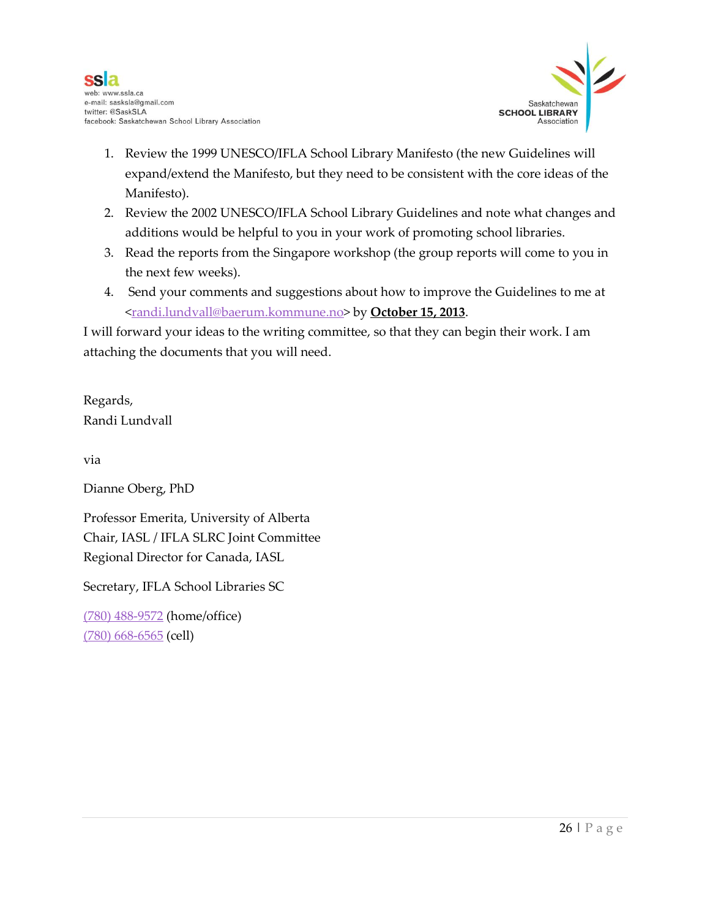1. Review the 1999 UNESCO/IFLA School Library Manifesto (the new Guidelines will expand/extend the Manifesto, but they need to be consistent with the core ideas of the Manifesto).
2. Review the 2002 UNESCO/IFLA School Library Guidelines and note what changes and additions would be helpful to you in your work of promoting school libraries.
3. Read the reports from the Singapore workshop (the group reports will come to you in the next few weeks).
4. Send your comments and suggestions about how to improve the Guidelines to me at <randi.lundvall@baerum.kommune.no> by **October 15, 2013**.

I will forward your ideas to the writing committee, so that they can begin their work. I am attaching the documents that you will need.

Regards,
Randi Lundvall

via

Dianne Oberg, PhD

Professor Emerita, University of Alberta
Chair, IASL / IFLA SLRC Joint Committee
Regional Director for Canada, IASL

Secretary, IFLA School Libraries SC

(780) 488-9572 (home/office)
(780) 668-6565 (cell)